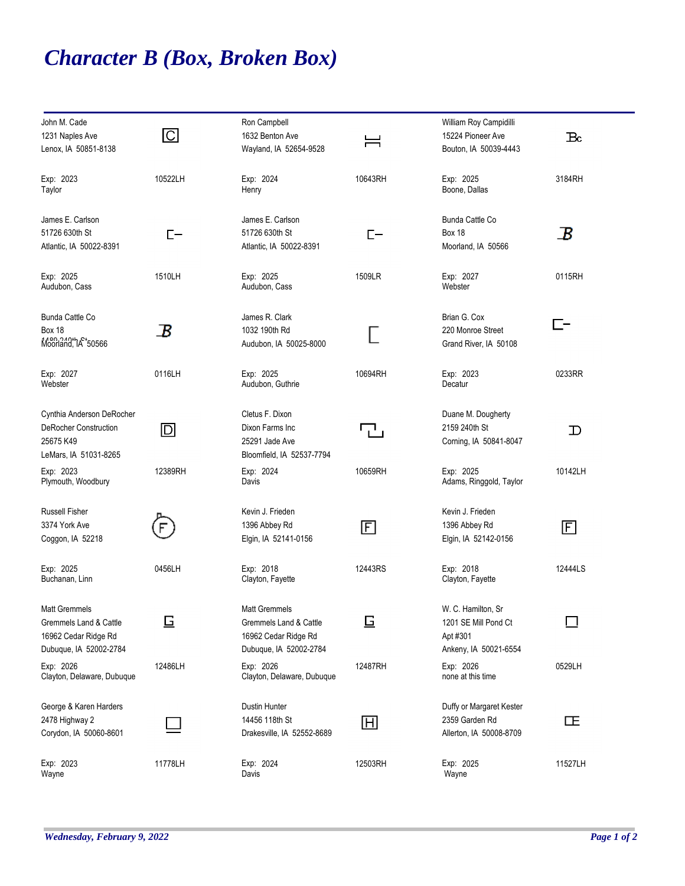# *Character B (Box, Broken Box)*

John M. Cade
1231 Naples Ave
Lenox, IA 50851-8138

Exp: 2023 — 10522LH
Taylor

Ron Campbell
1632 Benton Ave
Wayland, IA 52654-9528

Exp: 2024 — 10643RH
Henry

William Roy Campidilli
15224 Pioneer Ave
Bouton, IA 50039-4443

Exp: 2025 — 3184RH
Boone, Dallas

James E. Carlson
51726 630th St
Atlantic, IA 50022-8391

Exp: 2025 — 1510LH
Audubon, Cass

James E. Carlson
51726 630th St
Atlantic, IA 50022-8391

Exp: 2025 — 1509LR
Audubon, Cass

Bunda Cattle Co
Box 18
Moorland, IA 50566

Exp: 2027 — 0115RH
Webster

Bunda Cattle Co
Box 18
Moorland, IA 50566

Exp: 2027 — 0116LH
Webster

James R. Clark
1032 190th Rd
Audubon, IA 50025-8000

Exp: 2025 — 10694RH
Audubon, Guthrie

Brian G. Cox
220 Monroe Street
Grand River, IA 50108

Exp: 2023 — 0233RR
Decatur

Cynthia Anderson DeRocher
DeRocher Construction
25675 K49
LeMars, IA 51031-8265

Exp: 2023 — 12389RH
Plymouth, Woodbury

Cletus F. Dixon
Dixon Farms Inc
25291 Jade Ave
Bloomfield, IA 52537-7794

Exp: 2024 — 10659RH
Davis

Duane M. Dougherty
2159 240th St
Corning, IA 50841-8047

Exp: 2025 — 10142LH
Adams, Ringgold, Taylor

Russell Fisher
3374 York Ave
Coggon, IA 52218

Exp: 2025 — 0456LH
Buchanan, Linn

Kevin J. Frieden
1396 Abbey Rd
Elgin, IA 52141-0156

Exp: 2018 — 12443RS
Clayton, Fayette

Kevin J. Frieden
1396 Abbey Rd
Elgin, IA 52142-0156

Exp: 2018 — 12444LS
Clayton, Fayette

Matt Gremmels
Gremmels Land & Cattle
16962 Cedar Ridge Rd
Dubuque, IA 52002-2784

Exp: 2026 — 12486LH
Clayton, Delaware, Dubuque

Matt Gremmels
Gremmels Land & Cattle
16962 Cedar Ridge Rd
Dubuque, IA 52002-2784

Exp: 2026 — 12487RH
Clayton, Delaware, Dubuque

W. C. Hamilton, Sr
1201 SE Mill Pond Ct
Apt #301
Ankeny, IA 50021-6554

Exp: 2026 — 0529LH
none at this time

George & Karen Harders
2478 Highway 2
Corydon, IA 50060-8601

Exp: 2023 — 11778LH
Wayne

Dustin Hunter
14456 118th St
Drakesville, IA 52552-8689

Exp: 2024 — 12503RH
Davis

Duffy or Margaret Kester
2359 Garden Rd
Allerton, IA 50008-8709

Exp: 2025 — 11527LH
Wayne

*Wednesday, February 9, 2022*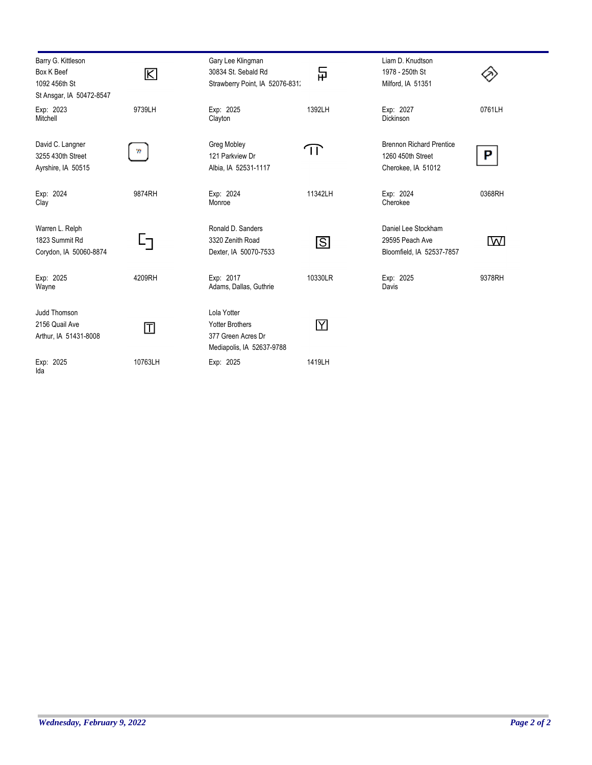Barry G. Kittleson
Box K Beef
1092 456th St
St Ansgar, IA 50472-8547

Exp: 2023 9739LH
Mitchell

Gary Lee Klingman
30834 St. Sebald Rd
Strawberry Point, IA 52076-831

Exp: 2025 1392LH
Clayton

Liam D. Knudtson
1978 - 250th St
Milford, IA 51351

Exp: 2027 0761LH
Dickinson

David C. Langner
3255 430th Street
Ayrshire, IA 50515

Exp: 2024 9874RH
Clay

Greg Mobley
121 Parkview Dr
Albia, IA 52531-1117

Exp: 2024 11342LH
Monroe

Brennon Richard Prentice
1260 450th Street
Cherokee, IA 51012

Exp: 2024 0368RH
Cherokee

Warren L. Relph
1823 Summit Rd
Corydon, IA 50060-8874

Exp: 2025 4209RH
Wayne

Ronald D. Sanders
3320 Zenith Road
Dexter, IA 50070-7533

Exp: 2017 10330LR
Adams, Dallas, Guthrie

Daniel Lee Stockham
29595 Peach Ave
Bloomfield, IA 52537-7857

Exp: 2025 9378RH
Davis

Judd Thomson
2156 Quail Ave
Arthur, IA 51431-8008

Exp: 2025 10763LH
Ida

Lola Yotter
Yotter Brothers
377 Green Acres Dr
Mediapolis, IA 52637-9788

Exp: 2025 1419LH

*Wednesday, February 9, 2022*